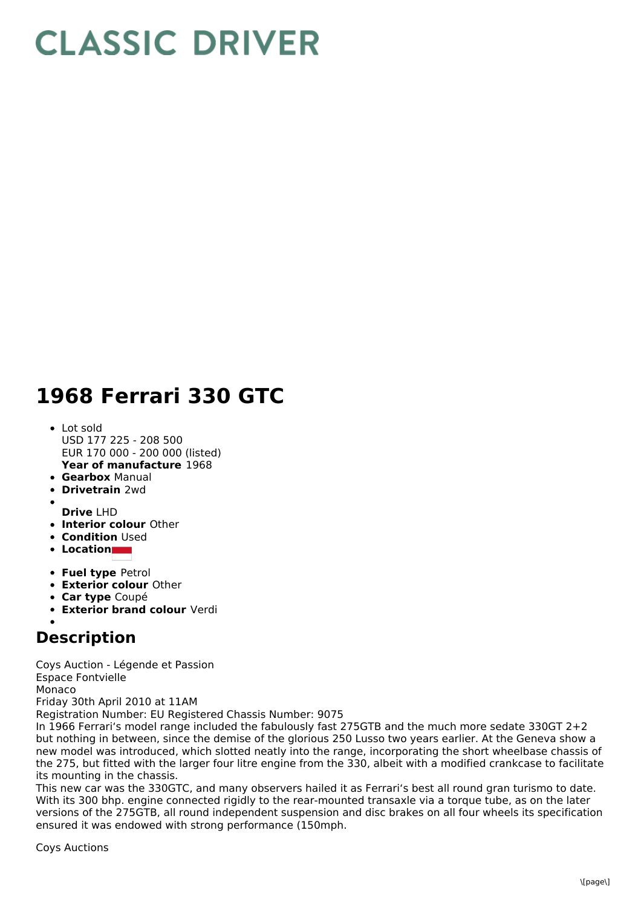# CLASSIC DRIVER

# 1968 Ferrari 330 GTC

- Lot sold
  USD 177 225 - 208 500
  EUR 170 000 - 200 000 (listed)
  **Year of manufacture** 1968
- **Gearbox** Manual
- **Drivetrain** 2wd
- **Drive** LHD
- **Interior colour** Other
- **Condition** Used
- **Location**
- **Fuel type** Petrol
- **Exterior colour** Other
- **Car type** Coupé
- **Exterior brand colour** Verdi

## Description

Coys Auction - Légende et Passion
Espace Fontvielle
Monaco
Friday 30th April 2010 at 11AM
Registration Number: EU Registered Chassis Number: 9075
In 1966 Ferrari's model range included the fabulously fast 275GTB and the much more sedate 330GT 2+2 but nothing in between, since the demise of the glorious 250 Lusso two years earlier. At the Geneva show a new model was introduced, which slotted neatly into the range, incorporating the short wheelbase chassis of the 275, but fitted with the larger four litre engine from the 330, albeit with a modified crankcase to facilitate its mounting in the chassis.
This new car was the 330GTC, and many observers hailed it as Ferrari's best all round gran turismo to date. With its 300 bhp. engine connected rigidly to the rear-mounted transaxle via a torque tube, as on the later versions of the 275GTB, all round independent suspension and disc brakes on all four wheels its specification ensured it was endowed with strong performance (150mph.

Coys Auctions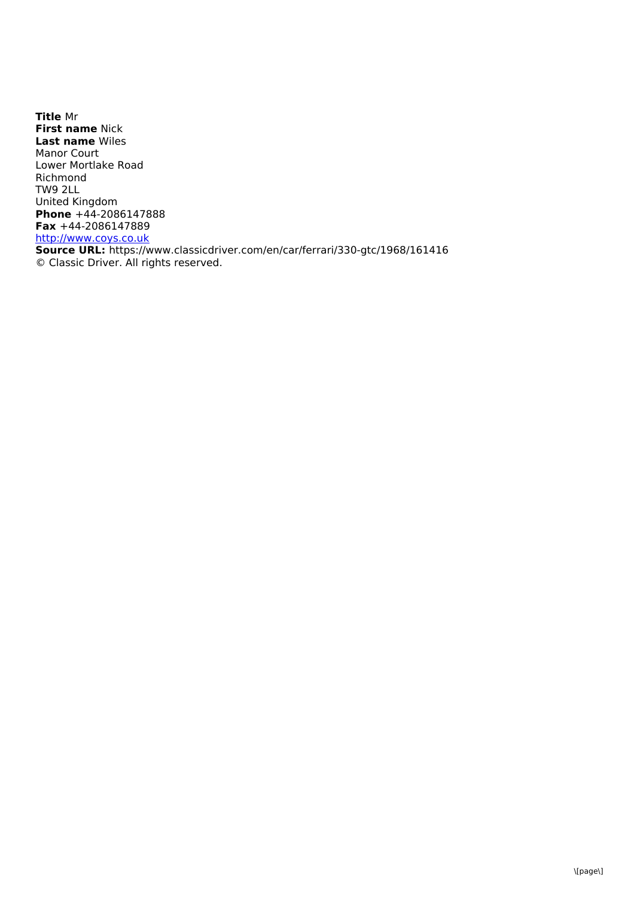**Title** Mr
**First name** Nick
**Last name** Wiles
Manor Court
Lower Mortlake Road
Richmond
TW9 2LL
United Kingdom
**Phone** +44-2086147888
**Fax** +44-2086147889
[http://www.coys.co.uk](http://www.coys.co.uk)
**Source URL:** https://www.classicdriver.com/en/car/ferrari/330-gtc/1968/161416
© Classic Driver. All rights reserved.